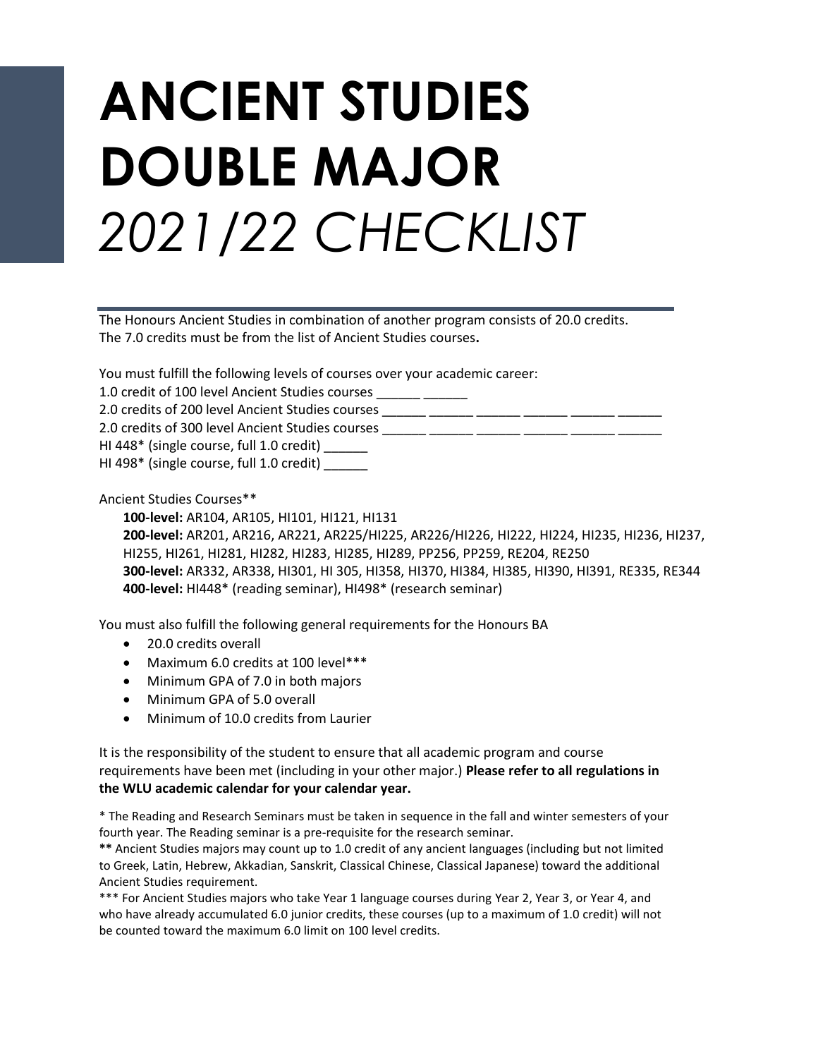# ANCIENT STUDIES DOUBLE MAJOR

*2021/22 CHECKLIST*

The Honours Ancient Studies in combination of another program consists of 20.0 credits.
The 7.0 credits must be from the list of Ancient Studies courses**.**

You must fulfill the following levels of courses over your academic career:

1.0 credit of 100 level Ancient Studies courses ______ ______
2.0 credits of 200 level Ancient Studies courses ______ ______ ______ ______ ______ ______
2.0 credits of 300 level Ancient Studies courses ______ ______ ______ ______ ______ ______
HI 448* (single course, full 1.0 credit) ______
HI 498* (single course, full 1.0 credit) ______

Ancient Studies Courses**

**100-level:** AR104, AR105, HI101, HI121, HI131
**200-level:** AR201, AR216, AR221, AR225/HI225, AR226/HI226, HI222, HI224, HI235, HI236, HI237, HI255, HI261, HI281, HI282, HI283, HI285, HI289, PP256, PP259, RE204, RE250
**300-level:** AR332, AR338, HI301, HI 305, HI358, HI370, HI384, HI385, HI390, HI391, RE335, RE344
**400-level:** HI448* (reading seminar), HI498* (research seminar)

You must also fulfill the following general requirements for the Honours BA

- 20.0 credits overall
- Maximum 6.0 credits at 100 level***
- Minimum GPA of 7.0 in both majors
- Minimum GPA of 5.0 overall
- Minimum of 10.0 credits from Laurier

It is the responsibility of the student to ensure that all academic program and course requirements have been met (including in your other major.) **Please refer to all regulations in the WLU academic calendar for your calendar year.**

\* The Reading and Research Seminars must be taken in sequence in the fall and winter semesters of your fourth year. The Reading seminar is a pre-requisite for the research seminar.

**\*\*** Ancient Studies majors may count up to 1.0 credit of any ancient languages (including but not limited to Greek, Latin, Hebrew, Akkadian, Sanskrit, Classical Chinese, Classical Japanese) toward the additional Ancient Studies requirement.

\*\*\* For Ancient Studies majors who take Year 1 language courses during Year 2, Year 3, or Year 4, and who have already accumulated 6.0 junior credits, these courses (up to a maximum of 1.0 credit) will not be counted toward the maximum 6.0 limit on 100 level credits.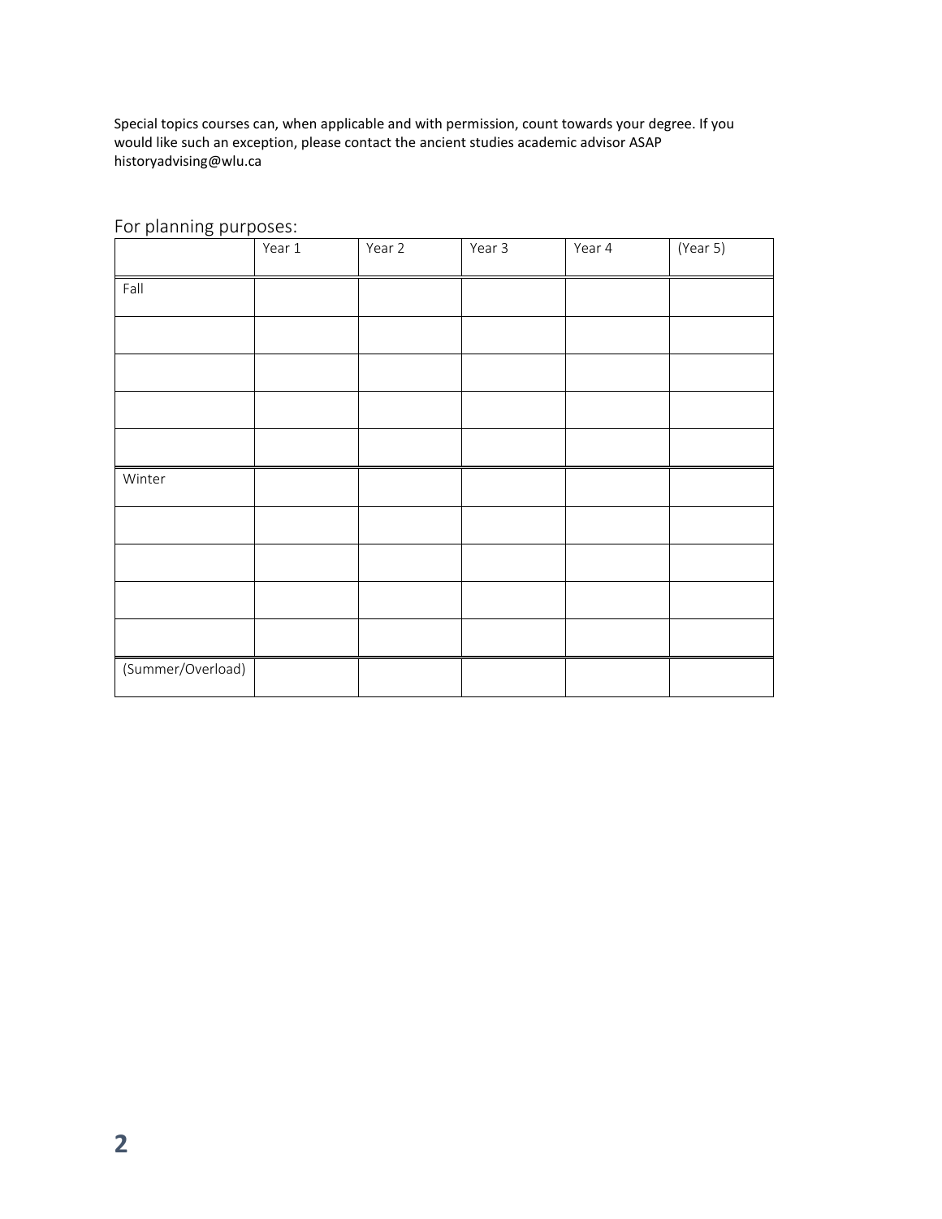Special topics courses can, when applicable and with permission, count towards your degree. If you would like such an exception, please contact the ancient studies academic advisor ASAP historyadvising@wlu.ca

## For planning purposes:

| | Year 1 | Year 2 | Year 3 | Year 4 | (Year 5) |
|---|---|---|---|---|---|
| Fall | | | | | |
| | | | | | |
| | | | | | |
| | | | | | |
| | | | | | |
| Winter | | | | | |
| | | | | | |
| | | | | | |
| | | | | | |
| | | | | | |
| (Summer/Overload) | | | | | |